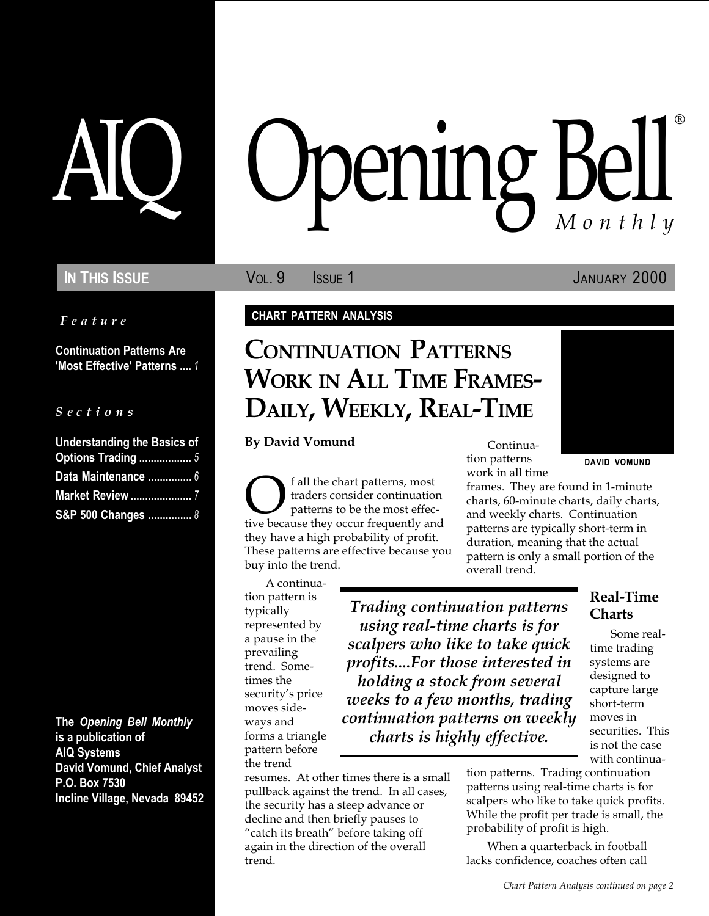# AIQ Opening Bell® Monthly

**IN THIS ISSUE** | VOL. 9 ISSUE 1 | JANUARY 2000

*Feature*

**Continuation Patterns Are 'Most Effective' Patterns .... 1**

*Sections*

**Understanding the Basics of Options Trading .................. 5**
**Data Maintenance ............... 6**
**Market Review ..................... 7**
**S&P 500 Changes ............... 8**

**The *Opening Bell Monthly* is a publication of AIQ Systems**
**David Vomund, Chief Analyst**
**P.O. Box 7530**
**Incline Village, Nevada 89452**

**CHART PATTERN ANALYSIS**

## CONTINUATION PATTERNS WORK IN ALL TIME FRAMES- DAILY, WEEKLY, REAL-TIME

**By David Vomund**

DAVID VOMUND

Of all the chart patterns, most traders consider continuation patterns to be the most effective because they occur frequently and they have a high probability of profit. These patterns are effective because you buy into the trend.

A continuation pattern is typically represented by a pause in the prevailing trend. Sometimes the security's price moves sideways and forms a triangle pattern before the trend resumes. At other times there is a small pullback against the trend. In all cases, the security has a steep advance or decline and then briefly pauses to "catch its breath" before taking off again in the direction of the overall trend.

Continuation patterns work in all time frames. They are found in 1-minute charts, 60-minute charts, daily charts, and weekly charts. Continuation patterns are typically short-term in duration, meaning that the actual pattern is only a small portion of the overall trend.

> ***Trading continuation patterns using real-time charts is for scalpers who like to take quick profits....For those interested in holding a stock from several weeks to a few months, trading continuation patterns on weekly charts is highly effective.***

### Real-Time Charts

Some real-time trading systems are designed to capture large short-term moves in securities. This is not the case with continuation patterns. Trading continuation patterns using real-time charts is for scalpers who like to take quick profits. While the profit per trade is small, the probability of profit is high.

When a quarterback in football lacks confidence, coaches often call

*Chart Pattern Analysis continued on page 2*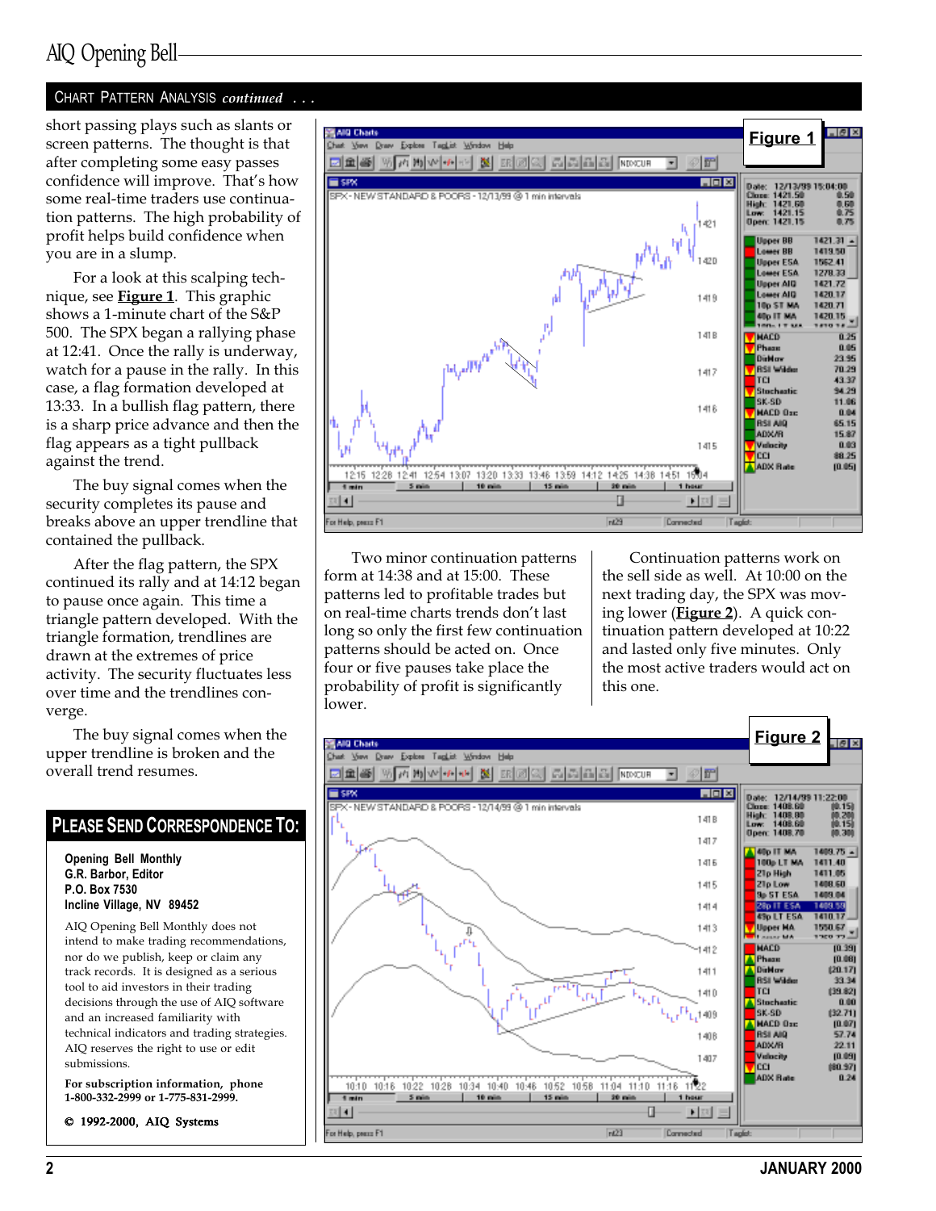## CHART PATTERN ANALYSIS *continued . . .*

short passing plays such as slants or screen patterns. The thought is that after completing some easy passes confidence will improve. That's how some real-time traders use continuation patterns. The high probability of profit helps build confidence when you are in a slump.

For a look at this scalping technique, see **Figure 1**. This graphic shows a 1-minute chart of the S&P 500. The SPX began a rallying phase at 12:41. Once the rally is underway, watch for a pause in the rally. In this case, a flag formation developed at 13:33. In a bullish flag pattern, there is a sharp price advance and then the flag appears as a tight pullback against the trend.

The buy signal comes when the security completes its pause and breaks above an upper trendline that contained the pullback.

After the flag pattern, the SPX continued its rally and at 14:12 began to pause once again. This time a triangle pattern developed. With the triangle formation, trendlines are drawn at the extremes of price activity. The security fluctuates less over time and the trendlines converge.

The buy signal comes when the upper trendline is broken and the overall trend resumes.

**Figure 1**

Two minor continuation patterns form at 14:38 and at 15:00. These patterns led to profitable trades but on real-time charts trends don't last long so only the first few continuation patterns should be acted on. Once four or five pauses take place the probability of profit is significantly lower.

Continuation patterns work on the sell side as well. At 10:00 on the next trading day, the SPX was moving lower (**Figure 2**). A quick continuation pattern developed at 10:22 and lasted only five minutes. Only the most active traders would act on this one.

**Figure 2**

## PLEASE SEND CORRESPONDENCE TO:

**Opening Bell Monthly**
**G.R. Barbor, Editor**
**P.O. Box 7530**
**Incline Village, NV 89452**

AIQ Opening Bell Monthly does not intend to make trading recommendations, nor do we publish, keep or claim any track records. It is designed as a serious tool to aid investors in their trading decisions through the use of AIQ software and an increased familiarity with technical indicators and trading strategies. AIQ reserves the right to use or edit submissions.

**For subscription information, phone 1-800-332-2999 or 1-775-831-2999.**

**© 1992-2000, AIQ Systems**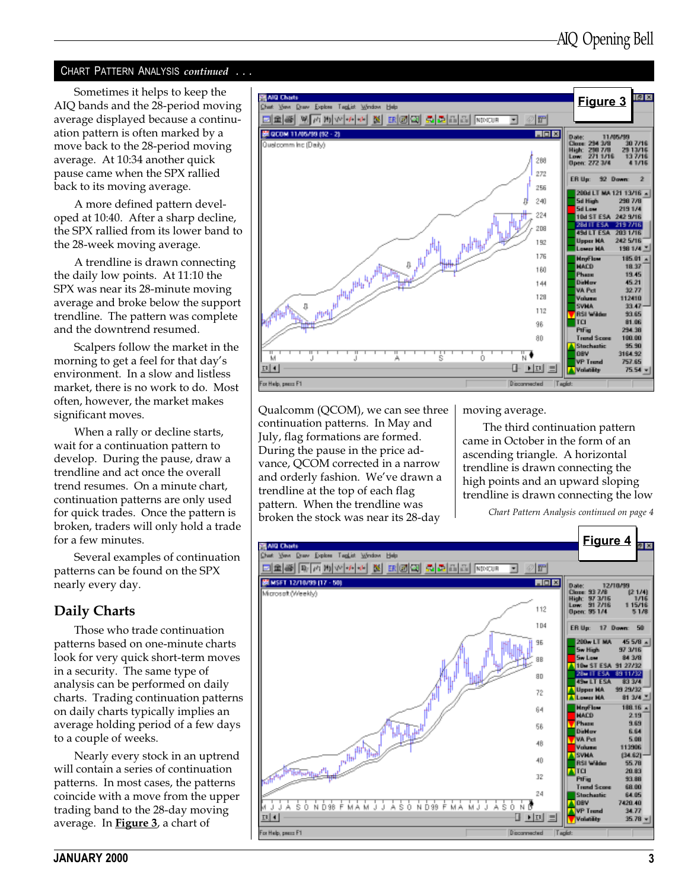## Chart Pattern Analysis *continued* . . .

Sometimes it helps to keep the AIQ bands and the 28-period moving average displayed because a continuation pattern is often marked by a move back to the 28-period moving average. At 10:34 another quick pause came when the SPX rallied back to its moving average.

A more defined pattern developed at 10:40. After a sharp decline, the SPX rallied from its lower band to the 28-week moving average.

A trendline is drawn connecting the daily low points. At 11:10 the SPX was near its 28-minute moving average and broke below the support trendline. The pattern was complete and the downtrend resumed.

Scalpers follow the market in the morning to get a feel for that day's environment. In a slow and listless market, there is no work to do. Most often, however, the market makes significant moves.

When a rally or decline starts, wait for a continuation pattern to develop. During the pause, draw a trendline and act once the overall trend resumes. On a minute chart, continuation patterns are only used for quick trades. Once the pattern is broken, traders will only hold a trade for a few minutes.

Several examples of continuation patterns can be found on the SPX nearly every day.

## Daily Charts

Those who trade continuation patterns based on one-minute charts look for very quick short-term moves in a security. The same type of analysis can be performed on daily charts. Trading continuation patterns on daily charts typically implies an average holding period of a few days to a couple of weeks.

Nearly every stock in an uptrend will contain a series of continuation patterns. In most cases, the patterns coincide with a move from the upper trading band to the 28-day moving average. In **Figure 3**, a chart of Qualcomm (QCOM), we can see three continuation patterns. In May and July, flag formations are formed. During the pause in the price advance, QCOM corrected in a narrow and orderly fashion. We've drawn a trendline at the top of each flag pattern. When the trendline was broken the stock was near its 28-day moving average.

**Figure 3**

The third continuation pattern came in October in the form of an ascending triangle. A horizontal trendline is drawn connecting the high points and an upward sloping trendline is drawn connecting the low

*Chart Pattern Analysis continued on page 4*

**Figure 4**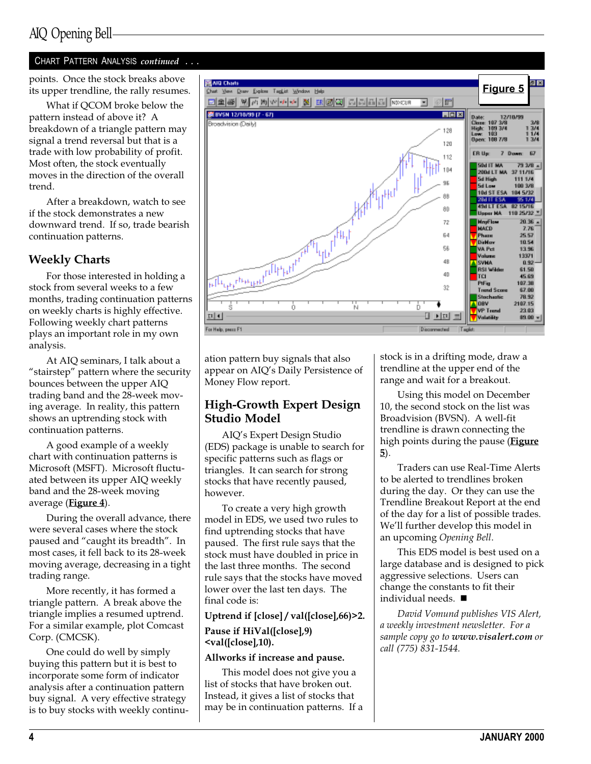## CHART PATTERN ANALYSIS *continued . . .*

points. Once the stock breaks above its upper trendline, the rally resumes.

What if QCOM broke below the pattern instead of above it? A breakdown of a triangle pattern may signal a trend reversal but that is a trade with low probability of profit. Most often, the stock eventually moves in the direction of the overall trend.

After a breakdown, watch to see if the stock demonstrates a new downward trend. If so, trade bearish continuation patterns.

### Weekly Charts

For those interested in holding a stock from several weeks to a few months, trading continuation patterns on weekly charts is highly effective. Following weekly chart patterns plays an important role in my own analysis.

At AIQ seminars, I talk about a "stairstep" pattern where the security bounces between the upper AIQ trading band and the 28-week moving average. In reality, this pattern shows an uptrending stock with continuation patterns.

A good example of a weekly chart with continuation patterns is Microsoft (MSFT). Microsoft fluctuated between its upper AIQ weekly band and the 28-week moving average (**Figure 4**).

During the overall advance, there were several cases where the stock paused and "caught its breadth". In most cases, it fell back to its 28-week moving average, decreasing in a tight trading range.

More recently, it has formed a triangle pattern. A break above the triangle implies a resumed uptrend. For a similar example, plot Comcast Corp. (CMCSK).

One could do well by simply buying this pattern but it is best to incorporate some form of indicator analysis after a continuation pattern buy signal. A very effective strategy is to buy stocks with weekly continuation pattern buy signals that also appear on AIQ's Daily Persistence of Money Flow report.

**Figure 5**

### High-Growth Expert Design Studio Model

AIQ's Expert Design Studio (EDS) package is unable to search for specific patterns such as flags or triangles. It can search for strong stocks that have recently paused, however.

To create a very high growth model in EDS, we used two rules to find uptrending stocks that have paused. The first rule says that the stock must have doubled in price in the last three months. The second rule says that the stocks have moved lower over the last ten days. The final code is:

**Uptrend if [close] / val([close],66)>2.**

**Pause if HiVal([close],9) <val([close],10).**

**Allworks if increase and pause.**

This model does not give you a list of stocks that have broken out. Instead, it gives you a list of stocks that may be in continuation patterns. If a stock is in a drifting mode, draw a trendline at the upper end of the range and wait for a breakout.

Using this model on December 10, the second stock on the list was Broadvision (BVSN). A well-fit trendline is drawn connecting the high points during the pause (**Figure 5**).

Traders can use Real-Time Alerts to be alerted to trendlines broken during the day. Or they can use the Trendline Breakout Report at the end of the day for a list of possible trades. We'll further develop this model in an upcoming *Opening Bell*.

This EDS model is best used on a large database and is designed to pick aggressive selections. Users can change the constants to fit their individual needs. ■

*David Vomund publishes VIS Alert, a weekly investment newsletter. For a sample copy go to **www.visalert.com** or call (775) 831-1544.*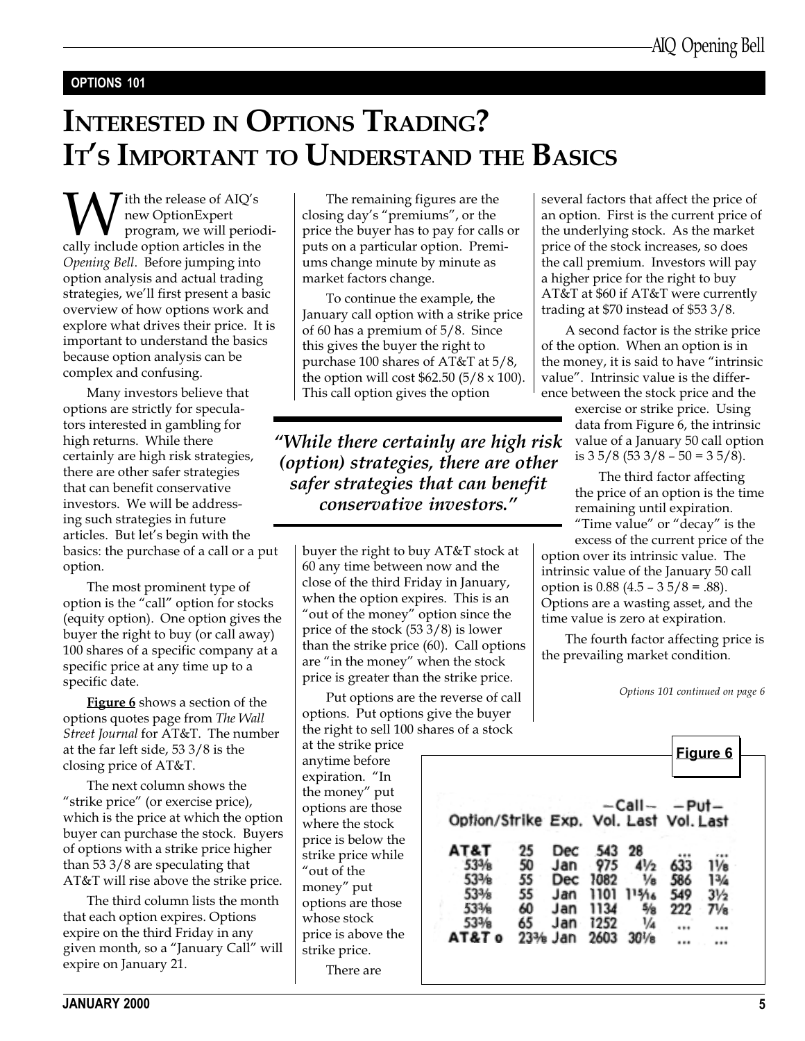OPTIONS 101

# INTERESTED IN OPTIONS TRADING? IT'S IMPORTANT TO UNDERSTAND THE BASICS

With the release of AIQ's new OptionExpert program, we will periodically include option articles in the *Opening Bell*. Before jumping into option analysis and actual trading strategies, we'll first present a basic overview of how options work and explore what drives their price. It is important to understand the basics because option analysis can be complex and confusing.

Many investors believe that options are strictly for speculators interested in gambling for high returns. While there certainly are high risk strategies, there are other safer strategies that can benefit conservative investors. We will be addressing such strategies in future articles. But let's begin with the basics: the purchase of a call or a put option.

The most prominent type of option is the "call" option for stocks (equity option). One option gives the buyer the right to buy (or call away) 100 shares of a specific company at a specific price at any time up to a specific date.

**Figure 6** shows a section of the options quotes page from *The Wall Street Journal* for AT&T. The number at the far left side, 53 3/8 is the closing price of AT&T.

The next column shows the "strike price" (or exercise price), which is the price at which the option buyer can purchase the stock. Buyers of options with a strike price higher than 53 3/8 are speculating that AT&T will rise above the strike price.

The third column lists the month that each option expires. Options expire on the third Friday in any given month, so a "January Call" will expire on January 21.

The remaining figures are the closing day's "premiums", or the price the buyer has to pay for calls or puts on a particular option. Premiums change minute by minute as market factors change.

To continue the example, the January call option with a strike price of 60 has a premium of 5/8. Since this gives the buyer the right to purchase 100 shares of AT&T at 5/8, the option will cost $62.50 (5/8 x 100). This call option gives the option buyer the right to buy AT&T stock at 60 any time between now and the close of the third Friday in January, when the option expires. This is an "out of the money" option since the price of the stock (53 3/8) is lower than the strike price (60). Call options are "in the money" when the stock price is greater than the strike price.

> *"While there certainly are high risk (option) strategies, there are other safer strategies that can benefit conservative investors."*

Put options are the reverse of call options. Put options give the buyer the right to sell 100 shares of a stock at the strike price anytime before expiration. "In the money" put options are those where the stock price is below the strike price while "out of the money" put options are those whose stock price is above the strike price.

There are several factors that affect the price of an option. First is the current price of the underlying stock. As the market price of the stock increases, so does the call premium. Investors will pay a higher price for the right to buy AT&T at $60 if AT&T were currently trading at $70 instead of $53 3/8.

A second factor is the strike price of the option. When an option is in the money, it is said to have "intrinsic value". Intrinsic value is the difference between the stock price and the exercise or strike price. Using data from Figure 6, the intrinsic value of a January 50 call option is 3 5/8 (53 3/8 – 50 = 3 5/8).

The third factor affecting the price of an option is the time remaining until expiration. "Time value" or "decay" is the excess of the current price of the option over its intrinsic value. The intrinsic value of the January 50 call option is 0.88 (4.5 – 3 5/8 = .88). Options are a wasting asset, and the time value is zero at expiration.

The fourth factor affecting price is the prevailing market condition.

*Options 101 continued on page 6*

**Figure 6**

| Option/Strike | | Exp. | –Call– Vol. | Last | –Put– Vol. | Last |
|---|---|---|---|---|---|---|
| AT&T | 25 | Dec | 543 | 28 | ... | ... |
| 53⅜ | 50 | Jan | 975 | 4½ | 633 | 1⅛ |
| 53⅜ | 55 | Dec | 1082 | ⅛ | 586 | 1¾ |
| 53⅜ | 55 | Jan | 1101 | 1 15/16 | 549 | 3½ |
| 53⅜ | 60 | Jan | 1134 | ⅝ | 222 | 7⅛ |
| 53⅜ | 65 | Jan | 1252 | ¼ | ... | ... |
| AT&T o | 23⅜ | Jan | 2603 | 30⅛ | ... | ... |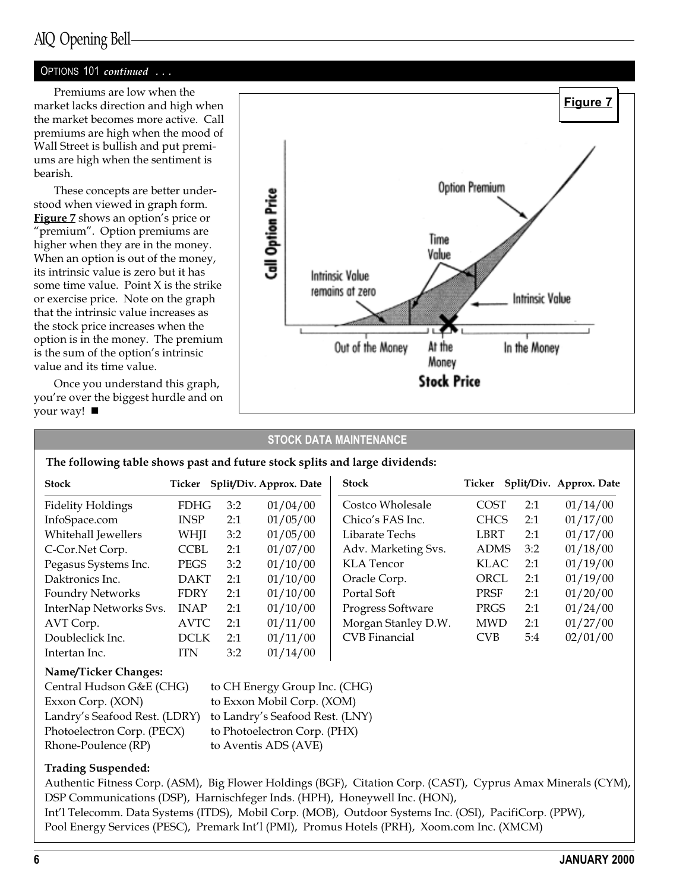## OPTIONS 101 *continued* . . .

Premiums are low when the market lacks direction and high when the market becomes more active. Call premiums are high when the mood of Wall Street is bullish and put premiums are high when the sentiment is bearish.

These concepts are better understood when viewed in graph form. **Figure 7** shows an option's price or "premium". Option premiums are higher when they are in the money. When an option is out of the money, its intrinsic value is zero but it has some time value. Point X is the strike or exercise price. Note on the graph that the intrinsic value increases as the stock price increases when the option is in the money. The premium is the sum of the option's intrinsic value and its time value.

Once you understand this graph, you're over the biggest hurdle and on your way! ■

**Figure 7**

## STOCK DATA MAINTENANCE

**The following table shows past and future stock splits and large dividends:**

| Stock | Ticker | Split/Div. | Approx. Date |
|---|---|---|---|
| Fidelity Holdings | FDHG | 3:2 | 01/04/00 |
| InfoSpace.com | INSP | 2:1 | 01/05/00 |
| Whitehall Jewellers | WHJI | 3:2 | 01/05/00 |
| C-Cor.Net Corp. | CCBL | 2:1 | 01/07/00 |
| Pegasus Systems Inc. | PEGS | 3:2 | 01/10/00 |
| Daktronics Inc. | DAKT | 2:1 | 01/10/00 |
| Foundry Networks | FDRY | 2:1 | 01/10/00 |
| InterNap Networks Svs. | INAP | 2:1 | 01/10/00 |
| AVT Corp. | AVTC | 2:1 | 01/11/00 |
| Doubleclick Inc. | DCLK | 2:1 | 01/11/00 |
| Intertan Inc. | ITN | 3:2 | 01/14/00 |
| Costco Wholesale | COST | 2:1 | 01/14/00 |
| Chico's FAS Inc. | CHCS | 2:1 | 01/17/00 |
| Libarate Techs | LBRT | 2:1 | 01/17/00 |
| Adv. Marketing Svs. | ADMS | 3:2 | 01/18/00 |
| KLA Tencor | KLAC | 2:1 | 01/19/00 |
| Oracle Corp. | ORCL | 2:1 | 01/19/00 |
| Portal Soft | PRSF | 2:1 | 01/20/00 |
| Progress Software | PRGS | 2:1 | 01/24/00 |
| Morgan Stanley D.W. | MWD | 2:1 | 01/27/00 |
| CVB Financial | CVB | 5:4 | 02/01/00 |

**Name/Ticker Changes:**

Central Hudson G&E (CHG) to CH Energy Group Inc. (CHG)
Exxon Corp. (XON) to Exxon Mobil Corp. (XOM)
Landry's Seafood Rest. (LDRY) to Landry's Seafood Rest. (LNY)
Photoelectron Corp. (PECX) to Photoelectron Corp. (PHX)
Rhone-Poulence (RP) to Aventis ADS (AVE)

**Trading Suspended:**

Authentic Fitness Corp. (ASM), Big Flower Holdings (BGF), Citation Corp. (CAST), Cyprus Amax Minerals (CYM), DSP Communications (DSP), Harnischfeger Inds. (HPH), Honeywell Inc. (HON), Int'l Telecomm. Data Systems (ITDS), Mobil Corp. (MOB), Outdoor Systems Inc. (OSI), PacifiCorp. (PPW), Pool Energy Services (PESC), Premark Int'l (PMI), Promus Hotels (PRH), Xoom.com Inc. (XMCM)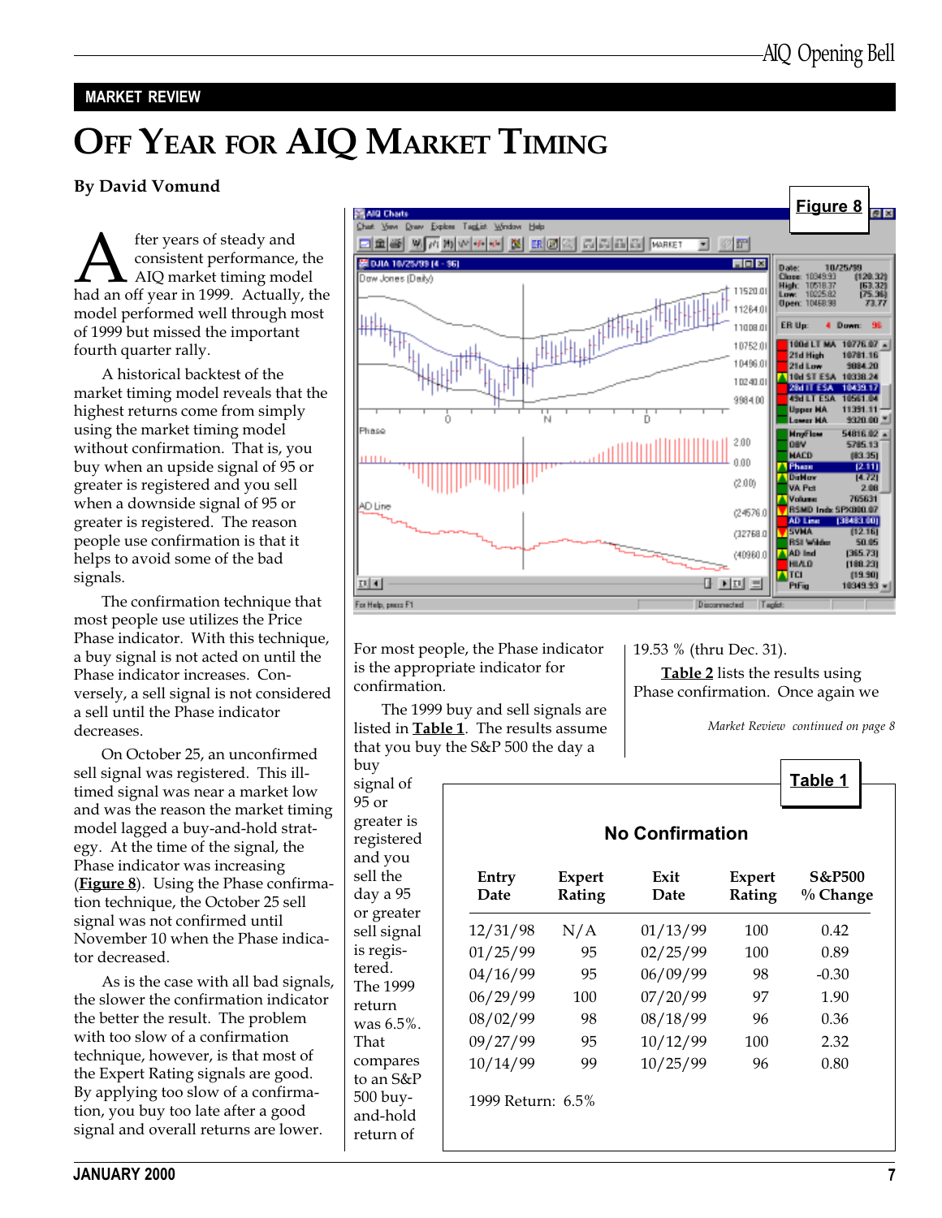MARKET REVIEW

# Off Year for AIQ Market Timing

**By David Vomund**

After years of steady and consistent performance, the AIQ market timing model had an off year in 1999. Actually, the model performed well through most of 1999 but missed the important fourth quarter rally.

A historical backtest of the market timing model reveals that the highest returns come from simply using the market timing model without confirmation. That is, you buy when an upside signal of 95 or greater is registered and you sell when a downside signal of 95 or greater is registered. The reason people use confirmation is that it helps to avoid some of the bad signals.

The confirmation technique that most people use utilizes the Price Phase indicator. With this technique, a buy signal is not acted on until the Phase indicator increases. Conversely, a sell signal is not considered a sell until the Phase indicator decreases.

On October 25, an unconfirmed sell signal was registered. This ill-timed signal was near a market low and was the reason the market timing model lagged a buy-and-hold strategy. At the time of the signal, the Phase indicator was increasing (**Figure 8**). Using the Phase confirmation technique, the October 25 sell signal was not confirmed until November 10 when the Phase indicator decreased.

As is the case with all bad signals, the slower the confirmation indicator the better the result. The problem with too slow of a confirmation technique, however, is that most of the Expert Rating signals are good. By applying too slow of a confirmation, you buy too late after a good signal and overall returns are lower.

**Figure 8**

For most people, the Phase indicator is the appropriate indicator for confirmation.

The 1999 buy and sell signals are listed in **Table 1**. The results assume that you buy the S&P 500 the day a buy signal of 95 or greater is registered and you sell the day a 95 or greater sell signal is registered. The 1999 return was 6.5%. That compares to an S&P 500 buy-and-hold return of 19.53 % (thru Dec. 31).

**Table 2** lists the results using Phase confirmation. Once again we

*Market Review continued on page 8*

**Table 1**

**No Confirmation**

| Entry Date | Expert Rating | Exit Date | Expert Rating | S&P500 % Change |
|---|---|---|---|---|
| 12/31/98 | N/A | 01/13/99 | 100 | 0.42 |
| 01/25/99 | 95 | 02/25/99 | 100 | 0.89 |
| 04/16/99 | 95 | 06/09/99 | 98 | -0.30 |
| 06/29/99 | 100 | 07/20/99 | 97 | 1.90 |
| 08/02/99 | 98 | 08/18/99 | 96 | 0.36 |
| 09/27/99 | 95 | 10/12/99 | 100 | 2.32 |
| 10/14/99 | 99 | 10/25/99 | 96 | 0.80 |

1999 Return: 6.5%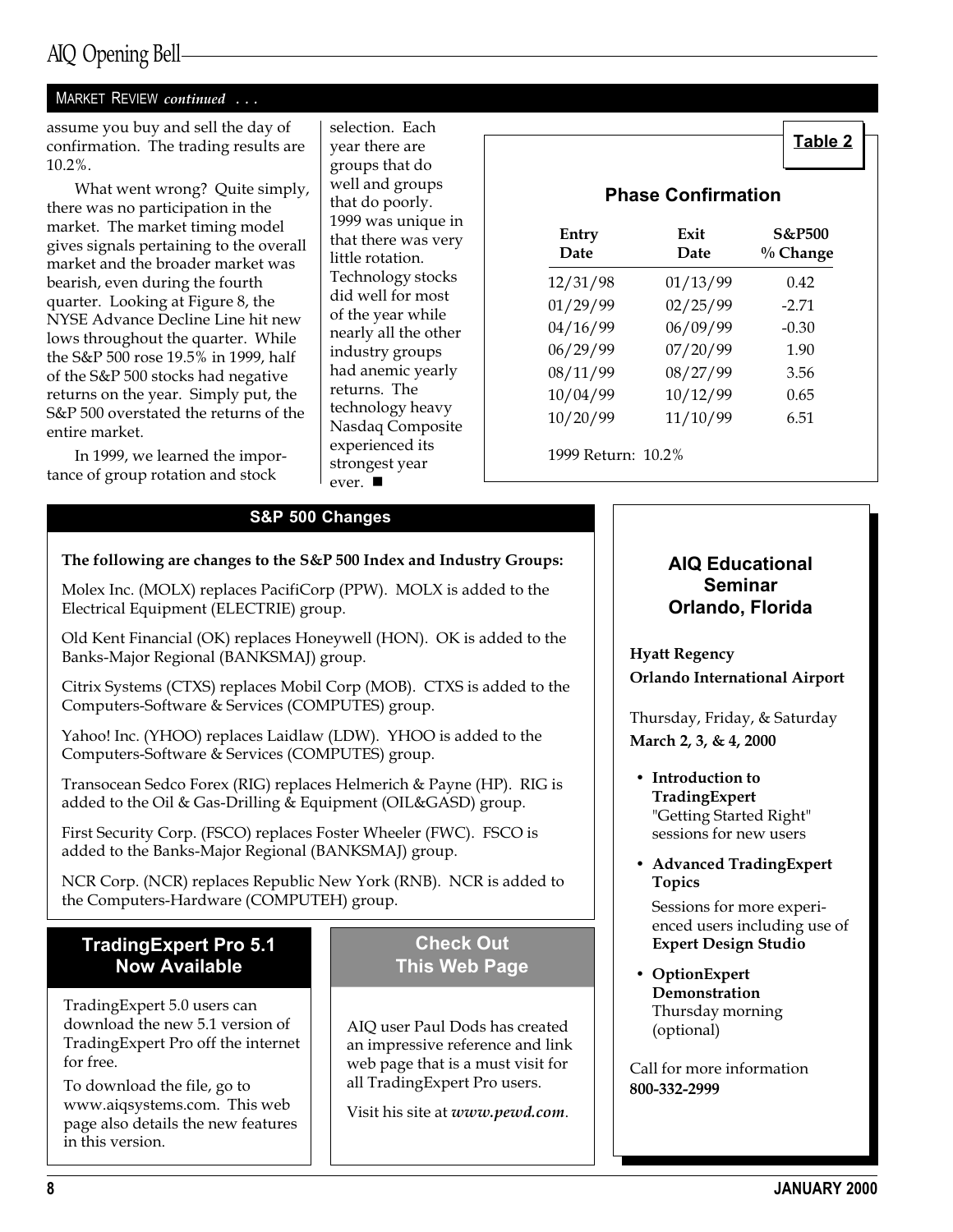## MARKET REVIEW *continued* . . .

assume you buy and sell the day of confirmation. The trading results are 10.2%.

What went wrong? Quite simply, there was no participation in the market. The market timing model gives signals pertaining to the overall market and the broader market was bearish, even during the fourth quarter. Looking at Figure 8, the NYSE Advance Decline Line hit new lows throughout the quarter. While the S&P 500 rose 19.5% in 1999, half of the S&P 500 stocks had negative returns on the year. Simply put, the S&P 500 overstated the returns of the entire market.

In 1999, we learned the importance of group rotation and stock selection. Each year there are groups that do well and groups that do poorly. 1999 was unique in that there was very little rotation. Technology stocks did well for most of the year while nearly all the other industry groups had anemic yearly returns. The technology heavy Nasdaq Composite experienced its strongest year ever. ■

**Table 2**

**Phase Confirmation**

| Entry Date | Exit Date | S&P500 % Change |
|---|---|---|
| 12/31/98 | 01/13/99 | 0.42 |
| 01/29/99 | 02/25/99 | -2.71 |
| 04/16/99 | 06/09/99 | -0.30 |
| 06/29/99 | 07/20/99 | 1.90 |
| 08/11/99 | 08/27/99 | 3.56 |
| 10/04/99 | 10/12/99 | 0.65 |
| 10/20/99 | 11/10/99 | 6.51 |

1999 Return: 10.2%

## S&P 500 Changes

**The following are changes to the S&P 500 Index and Industry Groups:**

Molex Inc. (MOLX) replaces PacifiCorp (PPW). MOLX is added to the Electrical Equipment (ELECTRIE) group.

Old Kent Financial (OK) replaces Honeywell (HON). OK is added to the Banks-Major Regional (BANKSMAJ) group.

Citrix Systems (CTXS) replaces Mobil Corp (MOB). CTXS is added to the Computers-Software & Services (COMPUTES) group.

Yahoo! Inc. (YHOO) replaces Laidlaw (LDW). YHOO is added to the Computers-Software & Services (COMPUTES) group.

Transocean Sedco Forex (RIG) replaces Helmerich & Payne (HP). RIG is added to the Oil & Gas-Drilling & Equipment (OIL&GASD) group.

First Security Corp. (FSCO) replaces Foster Wheeler (FWC). FSCO is added to the Banks-Major Regional (BANKSMAJ) group.

NCR Corp. (NCR) replaces Republic New York (RNB). NCR is added to the Computers-Hardware (COMPUTEH) group.

## TradingExpert Pro 5.1 Now Available

TradingExpert 5.0 users can download the new 5.1 version of TradingExpert Pro off the internet for free.

To download the file, go to www.aiqsystems.com. This web page also details the new features in this version.

## Check Out This Web Page

AIQ user Paul Dods has created an impressive reference and link web page that is a must visit for all TradingExpert Pro users.

Visit his site at ***www.pewd.com***.

## AIQ Educational Seminar Orlando, Florida

**Hyatt Regency**
**Orlando International Airport**

Thursday, Friday, & Saturday
**March 2, 3, & 4, 2000**

- **Introduction to TradingExpert** "Getting Started Right" sessions for new users
- **Advanced TradingExpert Topics**
  Sessions for more experienced users including use of **Expert Design Studio**
- **OptionExpert Demonstration** Thursday morning (optional)

Call for more information
**800-332-2999**